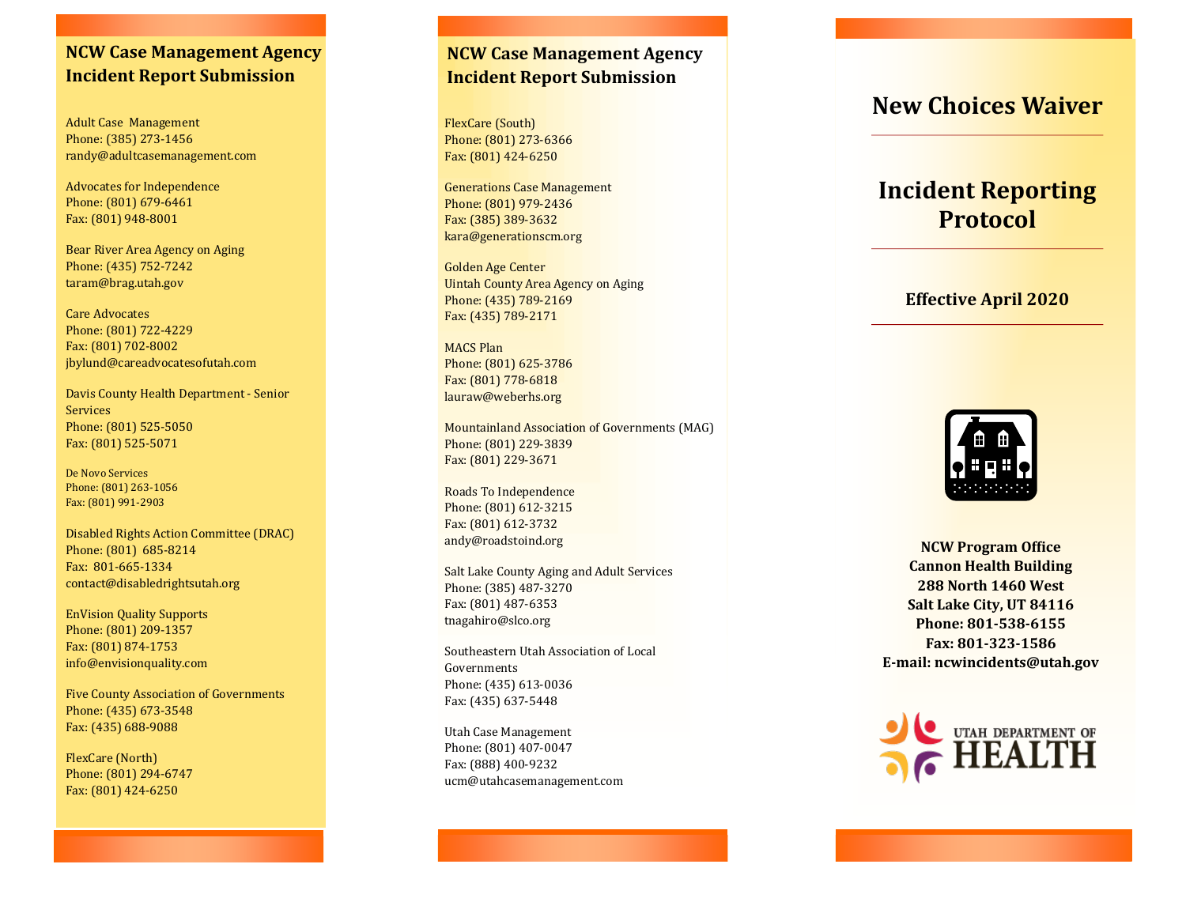## NCW Case Management Agency Incident Report Submission

Adult Case Management
Phone: (385) 273-1456
randy@adultcasemanagement.com

Advocates for Independence
Phone: (801) 679-6461
Fax: (801) 948-8001

Bear River Area Agency on Aging
Phone: (435) 752-7242
taram@brag.utah.gov

Care Advocates
Phone: (801) 722-4229
Fax: (801) 702-8002
jbylund@careadvocatesofutah.com

Davis County Health Department - Senior Services
Phone: (801) 525-5050
Fax: (801) 525-5071

De Novo Services
Phone: (801) 263-1056
Fax: (801) 991-2903

Disabled Rights Action Committee (DRAC)
Phone: (801) 685-8214
Fax: 801-665-1334
contact@disabledrightsutah.org

EnVision Quality Supports
Phone: (801) 209-1357
Fax: (801) 874-1753
info@envisionquality.com

Five County Association of Governments
Phone: (435) 673-3548
Fax: (435) 688-9088

FlexCare (North)
Phone: (801) 294-6747
Fax: (801) 424-6250

## NCW Case Management Agency Incident Report Submission

FlexCare (South)
Phone: (801) 273-6366
Fax: (801) 424-6250

Generations Case Management
Phone: (801) 979-2436
Fax: (385) 389-3632
kara@generationscm.org

Golden Age Center
Uintah County Area Agency on Aging
Phone: (435) 789-2169
Fax: (435) 789-2171

MACS Plan
Phone: (801) 625-3786
Fax: (801) 778-6818
lauraw@weberhs.org

Mountainland Association of Governments (MAG)
Phone: (801) 229-3839
Fax: (801) 229-3671

Roads To Independence
Phone: (801) 612-3215
Fax: (801) 612-3732
andy@roadstoind.org

Salt Lake County Aging and Adult Services
Phone: (385) 487-3270
Fax: (801) 487-6353
tnagahiro@slco.org

Southeastern Utah Association of Local Governments
Phone: (435) 613-0036
Fax: (435) 637-5448

Utah Case Management
Phone: (801) 407-0047
Fax: (888) 400-9232
ucm@utahcasemanagement.com

# New Choices Waiver

# Incident Reporting Protocol

### Effective April 2020

**NCW Program Office**
**Cannon Health Building**
**288 North 1460 West**
**Salt Lake City, UT 84116**
**Phone: 801-538-6155**
**Fax: 801-323-1586**
**E-mail: ncwincidents@utah.gov**

UTAH DEPARTMENT OF HEALTH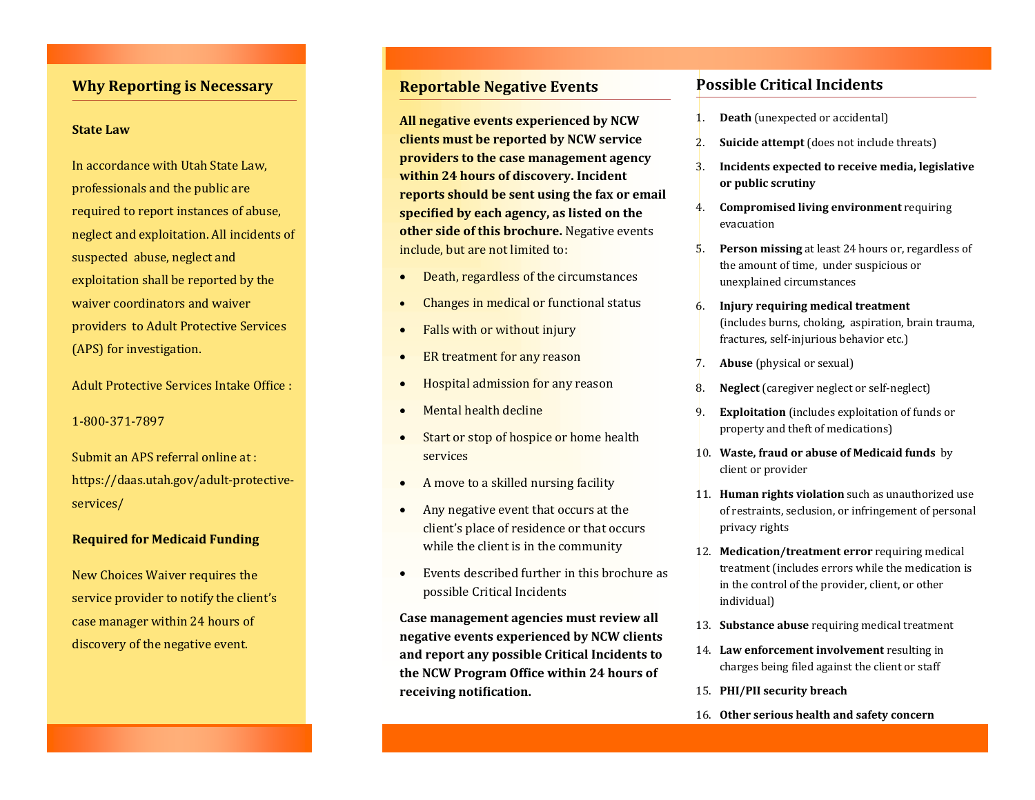## Why Reporting is Necessary

**State Law**

In accordance with Utah State Law, professionals and the public are required to report instances of abuse, neglect and exploitation. All incidents of suspected abuse, neglect and exploitation shall be reported by the waiver coordinators and waiver providers to Adult Protective Services (APS) for investigation.

Adult Protective Services Intake Office :

1-800-371-7897

Submit an APS referral online at : https://daas.utah.gov/adult-protective-services/

**Required for Medicaid Funding**

New Choices Waiver requires the service provider to notify the client's case manager within 24 hours of discovery of the negative event.

## Reportable Negative Events

**All negative events experienced by NCW clients must be reported by NCW service providers to the case management agency within 24 hours of discovery. Incident reports should be sent using the fax or email specified by each agency, as listed on the other side of this brochure.** Negative events include, but are not limited to:

- Death, regardless of the circumstances
- Changes in medical or functional status
- Falls with or without injury
- ER treatment for any reason
- Hospital admission for any reason
- Mental health decline
- Start or stop of hospice or home health services
- A move to a skilled nursing facility
- Any negative event that occurs at the client's place of residence or that occurs while the client is in the community
- Events described further in this brochure as possible Critical Incidents

**Case management agencies must review all negative events experienced by NCW clients and report any possible Critical Incidents to the NCW Program Office within 24 hours of receiving notification.**

## Possible Critical Incidents

1. **Death** (unexpected or accidental)
2. **Suicide attempt** (does not include threats)
3. **Incidents expected to receive media, legislative or public scrutiny**
4. **Compromised living environment** requiring evacuation
5. **Person missing** at least 24 hours or, regardless of the amount of time, under suspicious or unexplained circumstances
6. **Injury requiring medical treatment** (includes burns, choking, aspiration, brain trauma, fractures, self-injurious behavior etc.)
7. **Abuse** (physical or sexual)
8. **Neglect** (caregiver neglect or self-neglect)
9. **Exploitation** (includes exploitation of funds or property and theft of medications)
10. **Waste, fraud or abuse of Medicaid funds** by client or provider
11. **Human rights violation** such as unauthorized use of restraints, seclusion, or infringement of personal privacy rights
12. **Medication/treatment error** requiring medical treatment (includes errors while the medication is in the control of the provider, client, or other individual)
13. **Substance abuse** requiring medical treatment
14. **Law enforcement involvement** resulting in charges being filed against the client or staff
15. **PHI/PII security breach**
16. **Other serious health and safety concern**